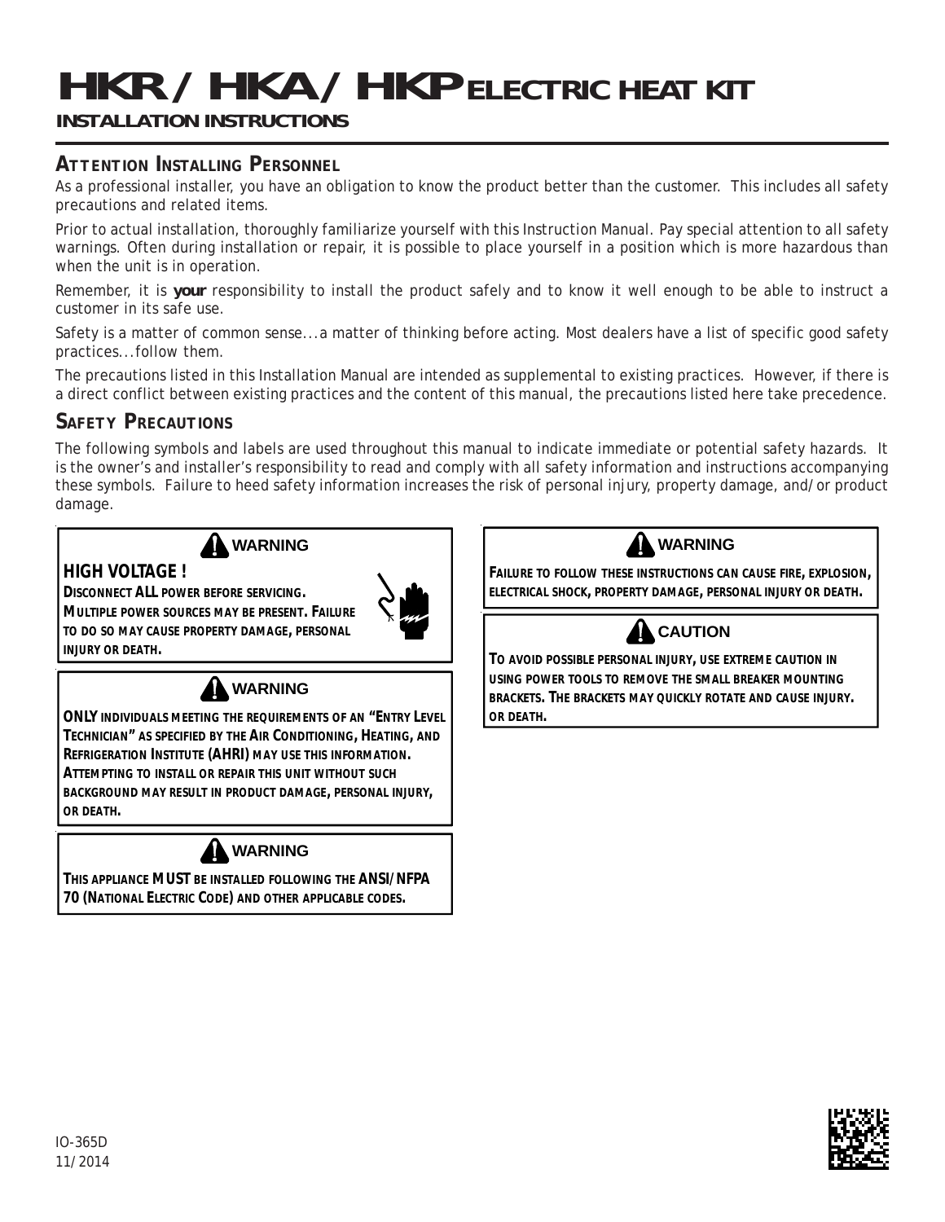# HKR / HKA / HKP ELECTRIC HEAT KIT

**INSTALLATION INSTRUCTIONS**

## ATTENTION INSTALLING PERSONNEL

As a professional installer, you have an obligation to know the product better than the customer. This includes all safety precautions and related items.

Prior to actual installation, thoroughly familiarize yourself with this Instruction Manual. Pay special attention to all safety warnings. Often during installation or repair, it is possible to place yourself in a position which is more hazardous than when the unit is in operation.

Remember, it is **your** responsibility to install the product safely and to know it well enough to be able to instruct a customer in its safe use.

Safety is a matter of common sense...a matter of thinking before acting. Most dealers have a list of specific good safety practices...follow them.

The precautions listed in this Installation Manual are intended as supplemental to existing practices. However, if there is a direct conflict between existing practices and the content of this manual, the precautions listed here take precedence.

## SAFETY PRECAUTIONS

The following symbols and labels are used throughout this manual to indicate immediate or potential safety hazards. It is the owner's and installer's responsibility to read and comply with all safety information and instructions accompanying these symbols. Failure to heed safety information increases the risk of personal injury, property damage, and/or product damage.

> **⚠ WARNING**
>
> **HIGH VOLTAGE !**
>
> DISCONNECT **ALL** POWER BEFORE SERVICING. MULTIPLE POWER SOURCES MAY BE PRESENT. FAILURE TO DO SO MAY CAUSE PROPERTY DAMAGE, PERSONAL INJURY OR DEATH.

> **⚠ WARNING**
>
> **ONLY** INDIVIDUALS MEETING THE REQUIREMENTS OF AN "ENTRY LEVEL TECHNICIAN" AS SPECIFIED BY THE AIR CONDITIONING, HEATING, AND REFRIGERATION INSTITUTE **(AHRI)** MAY USE THIS INFORMATION. ATTEMPTING TO INSTALL OR REPAIR THIS UNIT WITHOUT SUCH BACKGROUND MAY RESULT IN PRODUCT DAMAGE, PERSONAL INJURY, OR DEATH.

> **⚠ WARNING**
>
> THIS APPLIANCE **MUST** BE INSTALLED FOLLOWING THE **ANSI/NFPA 70** (NATIONAL ELECTRIC CODE) AND OTHER APPLICABLE CODES.

> **⚠ WARNING**
>
> FAILURE TO FOLLOW THESE INSTRUCTIONS CAN CAUSE FIRE, EXPLOSION, ELECTRICAL SHOCK, PROPERTY DAMAGE, PERSONAL INJURY OR DEATH.

> **⚠ CAUTION**
>
> TO AVOID POSSIBLE PERSONAL INJURY, USE EXTREME CAUTION IN USING POWER TOOLS TO REMOVE THE SMALL BREAKER MOUNTING BRACKETS. THE BRACKETS MAY QUICKLY ROTATE AND CAUSE INJURY. OR DEATH.

IO-365D
11/2014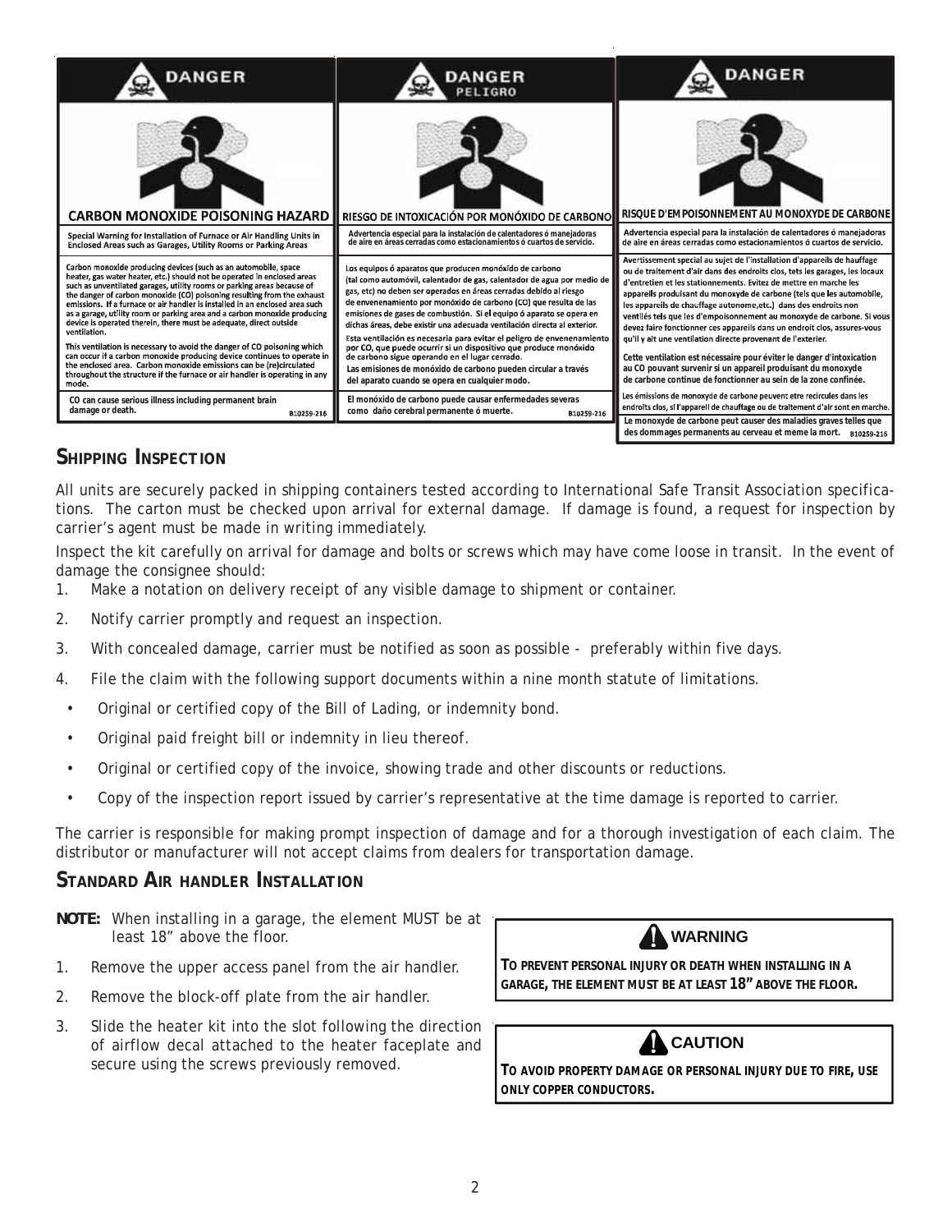**DANGER**

**CARBON MONOXIDE POISONING HAZARD**

**Special Warning for Installation of Furnace or Air Handling Units in Enclosed Areas such as Garages, Utility Rooms or Parking Areas**

Carbon monoxide producing devices (such as an automobile, space heater, gas water heater, etc.) should not be operated in enclosed areas such as unventilated garages, utility rooms or parking areas because of the danger of carbon monoxide (CO) poisoning resulting from the exhaust emissions. If a furnace or air handler is installed in an enclosed area such as a garage, utility room or parking area and a carbon monoxide producing device is operated therein, there must be adequate, direct outside ventilation.

This ventilation is necessary to avoid the danger of CO poisoning which can occur if a carbon monoxide producing device continues to operate in the enclosed area. Carbon monoxide emissions can be (re)circulated throughout the structure if the furnace or air handler is operating in any mode.

CO can cause serious illness including permanent brain damage or death.

B10259-216

**DANGER**
**PELIGRO**

**RIESGO DE INTOXICACIÓN POR MONÓXIDO DE CARBONO**

**Advertencia especial para la instalación de calentadores ó manejadoras de aire en áreas cerradas como estacionamientos ó cuartos de servicio.**

Los equipos ó aparatos que producen monóxido de carbono (tal como automóvil, calentador de gas, calentador de agua por medio de gas, etc) no deben ser operados en áreas cerradas debido al riesgo de envenenamiento por monóxido de carbono (CO) que resulta de las emisiones de gases de combustión. Si el equipo ó aparato se opera en dichas áreas, debe existir una adecuada ventilación directa al exterior.

Esta ventilación es necesaria para evitar el peligro de envenenamiento por CO, que puede ocurrir si un dispositivo que produce monóxido de carbono sigue operando en el lugar cerrado.

Las emisiones de monóxido de carbono pueden circular a través del aparato cuando se opera en cualquier modo.

El monóxido de carbono puede causar enfermedades severas como daño cerebral permanente ó muerte.

B10259-216

**DANGER**

**RISQUE D'EMPOISONNEMENT AU MONOXYDE DE CARBONE**

**Advertencia especial para la instalación de calentadores ó manejadoras de aire en áreas cerradas como estacionamientos ó cuartos de servicio.**

Avertissement special au sujet de l'installation d'appareils de hauffage ou de traitement d'air dans des endroits clos, tets les garages, les locaux d'entretien et les stationnements. Evitez de mettre en marche les appareils produisant du monoxyde de carbone (tels que les automobile, les appareils de chauffage autonome,etc.) dans des endroits non ventilés tels que les d'empoisonnement au monoxyde de carbone. Si vous devez faire fonctionner ces appareils dans un endroit clos, assures-vous qu'il y ait une ventilation directe provenant de l'exterier.

Cette ventilation est nécessaire pour éviter le danger d'intoxication au CO pouvant survenir si un appareil produisant du monoxyde de carbone continue de fonctionner au sein de la zone confinée.

Les émissions de monoxyde de carbone peuvent etre recircules dans les endroits clos, si l'appareil de chauffage ou de traitement d'air sont en marche.

Le monoxyde de carbone peut causer des maladies graves telles que des dommages permanents au cerveau et meme la mort.

B10259-216

## SHIPPING INSPECTION

All units are securely packed in shipping containers tested according to International Safe Transit Association specifications. The carton must be checked upon arrival for external damage. If damage is found, a request for inspection by carrier's agent must be made in writing immediately.

Inspect the kit carefully on arrival for damage and bolts or screws which may have come loose in transit. In the event of damage the consignee should:

1. Make a notation on delivery receipt of any visible damage to shipment or container.
2. Notify carrier promptly and request an inspection.
3. With concealed damage, carrier must be notified as soon as possible - preferably within five days.
4. File the claim with the following support documents within a nine month statute of limitations.
   - Original or certified copy of the Bill of Lading, or indemnity bond.
   - Original paid freight bill or indemnity in lieu thereof.
   - Original or certified copy of the invoice, showing trade and other discounts or reductions.
   - Copy of the inspection report issued by carrier's representative at the time damage is reported to carrier.

The carrier is responsible for making prompt inspection of damage and for a thorough investigation of each claim. The distributor or manufacturer will not accept claims from dealers for transportation damage.

## STANDARD AIR HANDLER INSTALLATION

**NOTE:** When installing in a garage, the element MUST be at least 18" above the floor.

1. Remove the upper access panel from the air handler.
2. Remove the block-off plate from the air handler.
3. Slide the heater kit into the slot following the direction of airflow decal attached to the heater faceplate and secure using the screws previously removed.

**WARNING**

**TO PREVENT PERSONAL INJURY OR DEATH WHEN INSTALLING IN A GARAGE, THE ELEMENT MUST BE AT LEAST 18" ABOVE THE FLOOR.**

**CAUTION**

**TO AVOID PROPERTY DAMAGE OR PERSONAL INJURY DUE TO FIRE, USE ONLY COPPER CONDUCTORS.**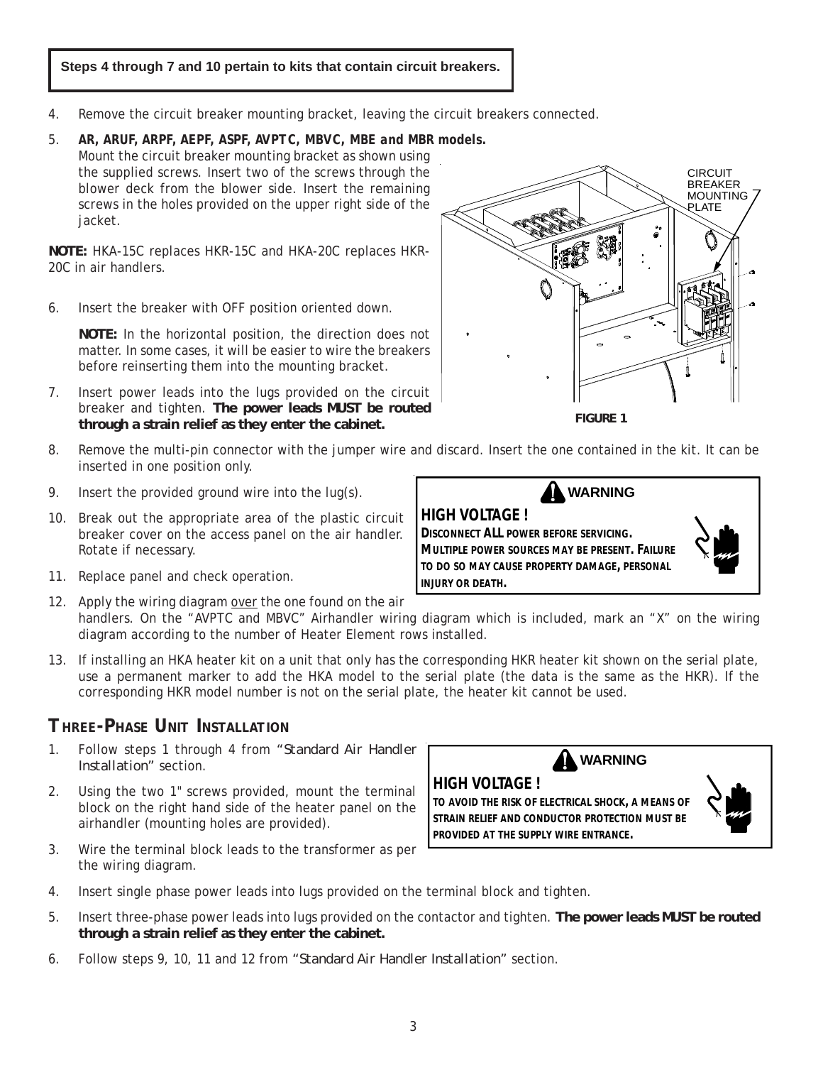**Steps 4 through 7 and 10 pertain to kits that contain circuit breakers.**

4. Remove the circuit breaker mounting bracket, leaving the circuit breakers connected.
5. ***AR, ARUF, ARPF, AEPF, ASPF, AVPTC, MBVC, MBE and MBR models.*** Mount the circuit breaker mounting bracket as shown using the supplied screws. Insert two of the screws through the blower deck from the blower side. Insert the remaining screws in the holes provided on the upper right side of the jacket.

**NOTE:** HKA-15C replaces HKR-15C and HKA-20C replaces HKR-20C in air handlers.

6. Insert the breaker with OFF position oriented down.

   **NOTE:** In the horizontal position, the direction does not matter. In some cases, it will be easier to wire the breakers before reinserting them into the mounting bracket.

7. Insert power leads into the lugs provided on the circuit breaker and tighten. **The power leads MUST be routed through a strain relief as they enter the cabinet.**

CIRCUIT BREAKER MOUNTING PLATE

**FIGURE 1**

8. Remove the multi-pin connector with the jumper wire and discard. Insert the one contained in the kit. It can be inserted in one position only.
9. Insert the provided ground wire into the lug(s).
10. Break out the appropriate area of the plastic circuit breaker cover on the access panel on the air handler. Rotate if necessary.
11. Replace panel and check operation.
12. Apply the wiring diagram over the one found on the air handlers. On the "AVPTC and MBVC" Airhandler wiring diagram which is included, mark an "X" on the wiring diagram according to the number of Heater Element rows installed.
13. If installing an HKA heater kit on a unit that only has the corresponding HKR heater kit shown on the serial plate, use a permanent marker to add the HKA model to the serial plate (the data is the same as the HKR). If the corresponding HKR model number is not on the serial plate, the heater kit cannot be used.

> **WARNING**
>
> **HIGH VOLTAGE !**
>
> **DISCONNECT ALL POWER BEFORE SERVICING. MULTIPLE POWER SOURCES MAY BE PRESENT. FAILURE TO DO SO MAY CAUSE PROPERTY DAMAGE, PERSONAL INJURY OR DEATH.**

## THREE-PHASE UNIT INSTALLATION

1. Follow steps 1 through 4 from "Standard Air Handler Installation" section.
2. Using the two 1" screws provided, mount the terminal block on the right hand side of the heater panel on the airhandler (mounting holes are provided).
3. Wire the terminal block leads to the transformer as per the wiring diagram.
4. Insert single phase power leads into lugs provided on the terminal block and tighten.
5. Insert three-phase power leads into lugs provided on the contactor and tighten. **The power leads MUST be routed through a strain relief as they enter the cabinet.**
6. Follow steps 9, 10, 11 and 12 from "Standard Air Handler Installation" section.

> **WARNING**
>
> **HIGH VOLTAGE !**
>
> **TO AVOID THE RISK OF ELECTRICAL SHOCK, A MEANS OF STRAIN RELIEF AND CONDUCTOR PROTECTION MUST BE PROVIDED AT THE SUPPLY WIRE ENTRANCE.**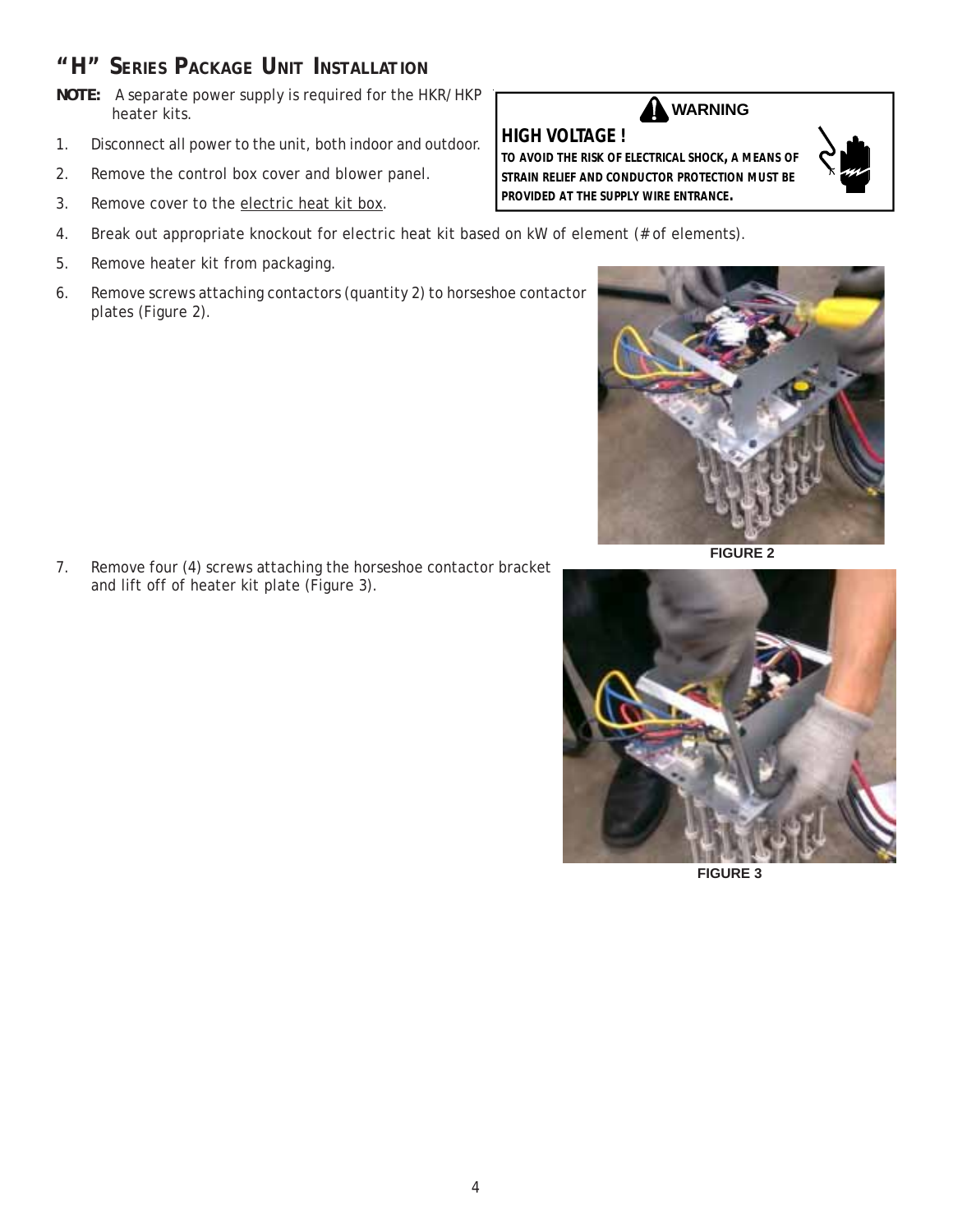## "H" Series Package Unit Installation

**NOTE:** A separate power supply is required for the HKR/HKP heater kits.

> **⚠ WARNING**
>
> **HIGH VOLTAGE !**
>
> **TO AVOID THE RISK OF ELECTRICAL SHOCK, A MEANS OF STRAIN RELIEF AND CONDUCTOR PROTECTION MUST BE PROVIDED AT THE SUPPLY WIRE ENTRANCE.**

1. Disconnect all power to the unit, both indoor and outdoor.
2. Remove the control box cover and blower panel.
3. Remove cover to the electric heat kit box.
4. Break out appropriate knockout for electric heat kit based on kW of element (# of elements).
5. Remove heater kit from packaging.
6. Remove screws attaching contactors (quantity 2) to horseshoe contactor plates (Figure 2).

FIGURE 2

7. Remove four (4) screws attaching the horseshoe contactor bracket and lift off of heater kit plate (Figure 3).

FIGURE 3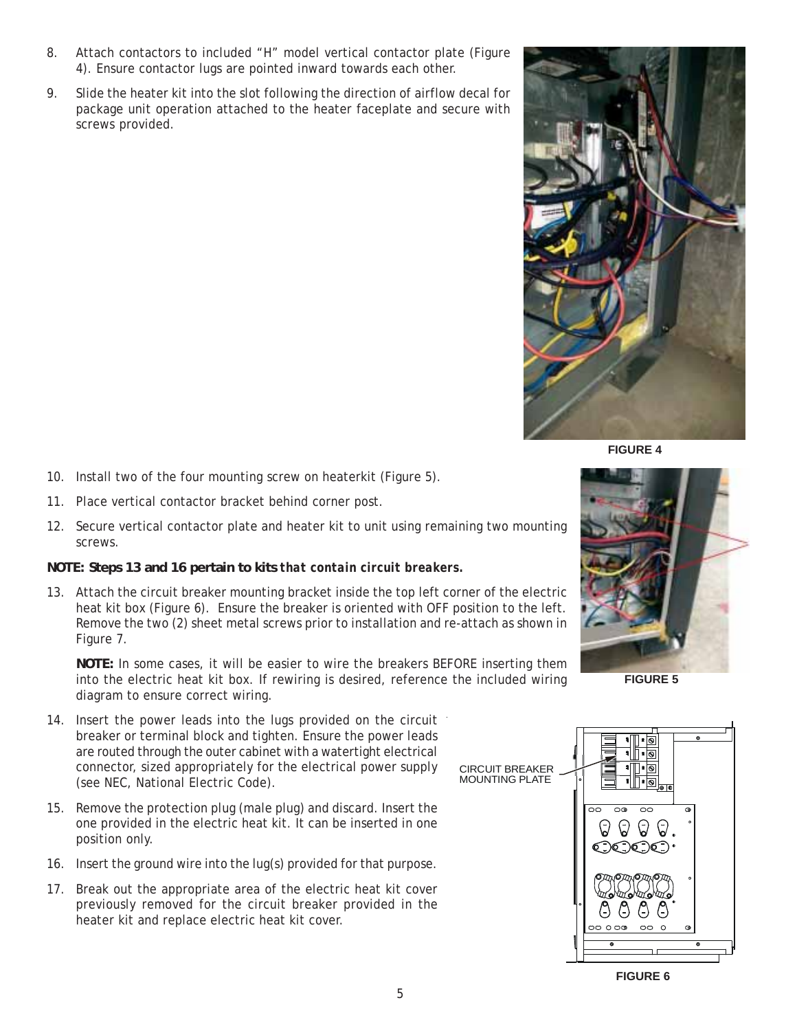8. Attach contactors to included "H" model vertical contactor plate (Figure 4). Ensure contactor lugs are pointed inward towards each other.

9. Slide the heater kit into the slot following the direction of airflow decal for package unit operation attached to the heater faceplate and secure with screws provided.

FIGURE 4

10. Install two of the four mounting screw on heaterkit (Figure 5).

11. Place vertical contactor bracket behind corner post.

12. Secure vertical contactor plate and heater kit to unit using remaining two mounting screws.

**NOTE: Steps 13 and 16 pertain to kits *that contain circuit breakers.***

13. Attach the circuit breaker mounting bracket inside the top left corner of the electric heat kit box (Figure 6). Ensure the breaker is oriented with OFF position to the left. Remove the two (2) sheet metal screws prior to installation and re-attach as shown in Figure 7.

    **NOTE:** In some cases, it will be easier to wire the breakers BEFORE inserting them into the electric heat kit box. If rewiring is desired, reference the included wiring diagram to ensure correct wiring.

FIGURE 5

14. Insert the power leads into the lugs provided on the circuit breaker or terminal block and tighten. Ensure the power leads are routed through the outer cabinet with a watertight electrical connector, sized appropriately for the electrical power supply (see NEC, National Electric Code).

15. Remove the protection plug (male plug) and discard. Insert the one provided in the electric heat kit. It can be inserted in one position only.

16. Insert the ground wire into the lug(s) provided for that purpose.

17. Break out the appropriate area of the electric heat kit cover previously removed for the circuit breaker provided in the heater kit and replace electric heat kit cover.

CIRCUIT BREAKER MOUNTING PLATE

FIGURE 6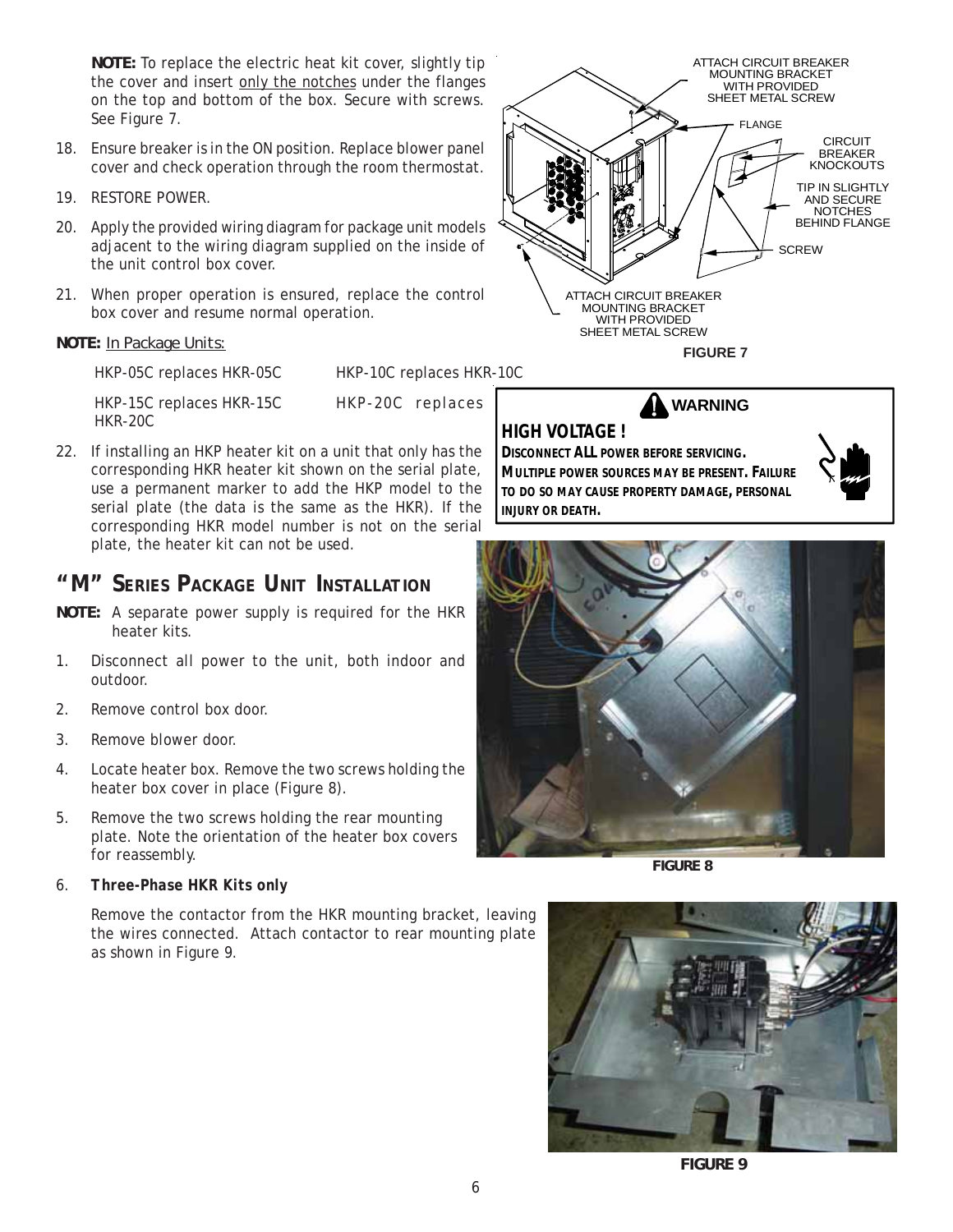**NOTE:** To replace the electric heat kit cover, slightly tip the cover and insert only the notches under the flanges on the top and bottom of the box. Secure with screws. See Figure 7.

18. Ensure breaker is in the ON position. Replace blower panel cover and check operation through the room thermostat.
19. RESTORE POWER.
20. Apply the provided wiring diagram for package unit models adjacent to the wiring diagram supplied on the inside of the unit control box cover.
21. When proper operation is ensured, replace the control box cover and resume normal operation.

ATTACH CIRCUIT BREAKER MOUNTING BRACKET WITH PROVIDED SHEET METAL SCREW

FLANGE

CIRCUIT BREAKER KNOCKOUTS

TIP IN SLIGHTLY AND SECURE NOTCHES BEHIND FLANGE

SCREW

ATTACH CIRCUIT BREAKER MOUNTING BRACKET WITH PROVIDED SHEET METAL SCREW

**FIGURE 7**

**NOTE:** In Package Units:

HKP-05C replaces HKR-05C HKP-10C replaces HKR-10C

HKP-15C replaces HKR-15C HKP-20C replaces HKR-20C

22. If installing an HKP heater kit on a unit that only has the corresponding HKR heater kit shown on the serial plate, use a permanent marker to add the HKP model to the serial plate (the data is the same as the HKR). If the corresponding HKR model number is not on the serial plate, the heater kit can not be used.

**WARNING**

**HIGH VOLTAGE !**

**DISCONNECT ALL POWER BEFORE SERVICING. MULTIPLE POWER SOURCES MAY BE PRESENT. FAILURE TO DO SO MAY CAUSE PROPERTY DAMAGE, PERSONAL INJURY OR DEATH.**

## "M" Series Package Unit Installation

**NOTE:** A separate power supply is required for the HKR heater kits.

1. Disconnect all power to the unit, both indoor and outdoor.
2. Remove control box door.
3. Remove blower door.
4. Locate heater box. Remove the two screws holding the heater box cover in place (Figure 8).
5. Remove the two screws holding the rear mounting plate. Note the orientation of the heater box covers for reassembly.

**FIGURE 8**

6. **Three-Phase HKR Kits only**

   Remove the contactor from the HKR mounting bracket, leaving the wires connected. Attach contactor to rear mounting plate as shown in Figure 9.

**FIGURE 9**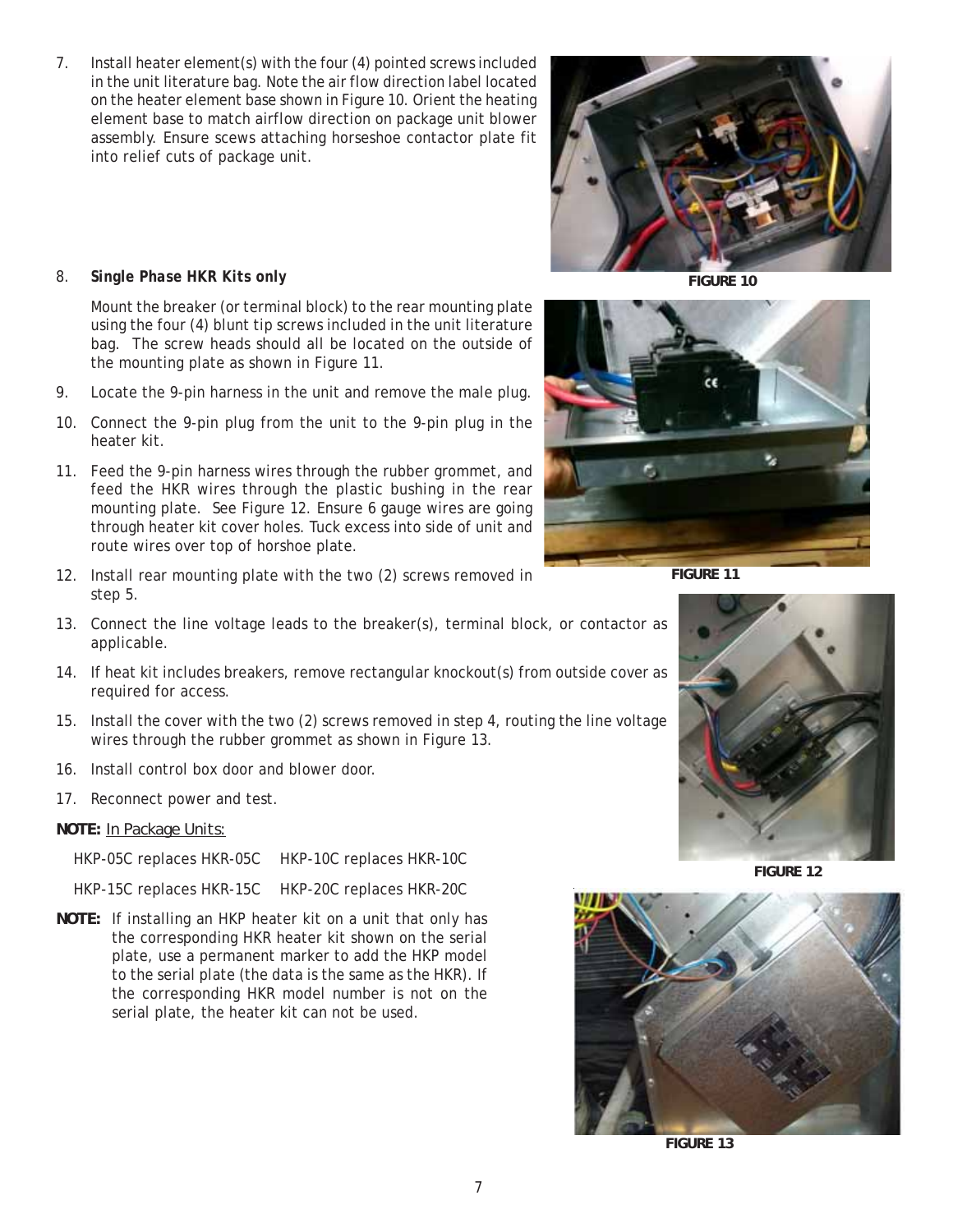7. Install heater element(s) with the four (4) pointed screws included in the unit literature bag. Note the air flow direction label located on the heater element base shown in Figure 10. Orient the heating element base to match airflow direction on package unit blower assembly. Ensure scews attaching horseshoe contactor plate fit into relief cuts of package unit.

FIGURE 10

8. ***Single Phase HKR Kits only***

   Mount the breaker (or terminal block) to the rear mounting plate using the four (4) blunt tip screws included in the unit literature bag. The screw heads should all be located on the outside of the mounting plate as shown in Figure 11.

9. Locate the 9-pin harness in the unit and remove the male plug.

10. Connect the 9-pin plug from the unit to the 9-pin plug in the heater kit.

11. Feed the 9-pin harness wires through the rubber grommet, and feed the HKR wires through the plastic bushing in the rear mounting plate. See Figure 12. Ensure 6 gauge wires are going through heater kit cover holes. Tuck excess into side of unit and route wires over top of horshoe plate.

12. Install rear mounting plate with the two (2) screws removed in step 5.

13. Connect the line voltage leads to the breaker(s), terminal block, or contactor as applicable.

14. If heat kit includes breakers, remove rectangular knockout(s) from outside cover as required for access.

15. Install the cover with the two (2) screws removed in step 4, routing the line voltage wires through the rubber grommet as shown in Figure 13.

16. Install control box door and blower door.

17. Reconnect power and test.

FIGURE 11

FIGURE 12

FIGURE 13

**NOTE:** In Package Units:

HKP-05C replaces HKR-05C    HKP-10C replaces HKR-10C

HKP-15C replaces HKR-15C    HKP-20C replaces HKR-20C

**NOTE:** If installing an HKP heater kit on a unit that only has the corresponding HKR heater kit shown on the serial plate, use a permanent marker to add the HKP model to the serial plate (the data is the same as the HKR). If the corresponding HKR model number is not on the serial plate, the heater kit can not be used.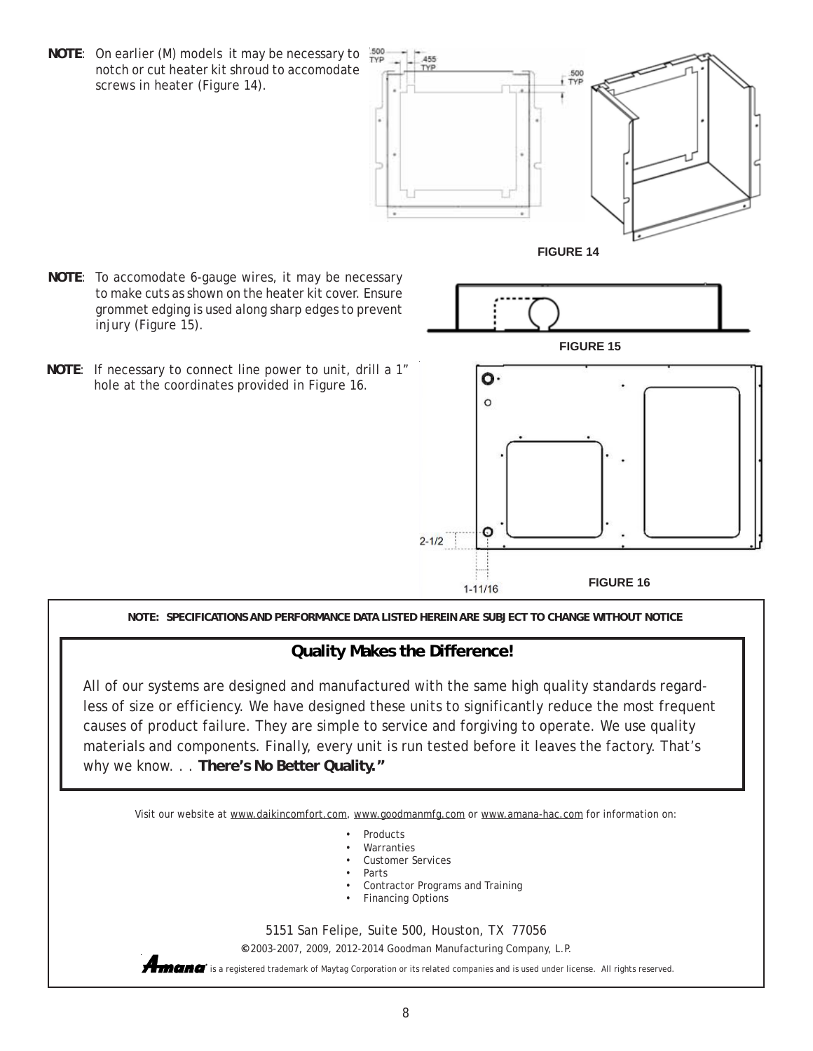**NOTE**: On earlier (M) models it may be necessary to notch or cut heater kit shroud to accomodate screws in heater (Figure 14).

.500 TYP

.455 TYP

.500 TYP

**FIGURE 14**

**NOTE**: To accomodate 6-gauge wires, it may be necessary to make cuts as shown on the heater kit cover. Ensure grommet edging is used along sharp edges to prevent injury (Figure 15).

**FIGURE 15**

**NOTE**: If necessary to connect line power to unit, drill a 1" hole at the coordinates provided in Figure 16.

2-1/2

1-11/16

**FIGURE 16**

**NOTE: SPECIFICATIONS AND PERFORMANCE DATA LISTED HEREIN ARE SUBJECT TO CHANGE WITHOUT NOTICE**

## Quality Makes the Difference!

All of our systems are designed and manufactured with the same high quality standards regardless of size or efficiency. We have designed these units to significantly reduce the most frequent causes of product failure. They are simple to service and forgiving to operate. We use quality materials and components. Finally, every unit is run tested before it leaves the factory. That's why we know. . . **There's No Better Quality."**

Visit our website at www.daikincomfort.com, www.goodmanmfg.com or www.amana-hac.com for information on:

- Products
- Warranties
- Customer Services
- Parts
- Contractor Programs and Training
- Financing Options

5151 San Felipe, Suite 500, Houston, TX 77056

© 2003-2007, 2009, 2012-2014 Goodman Manufacturing Company, L.P.

Amana is a registered trademark of Maytag Corporation or its related companies and is used under license. All rights reserved.